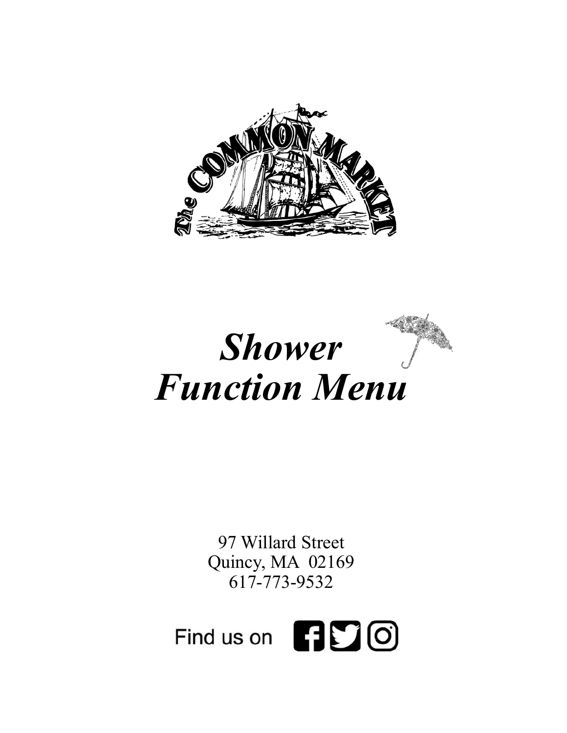The Common Market

# *Shower Function Menu*

97 Willard Street
Quincy, MA 02169
617-773-9532

Find us on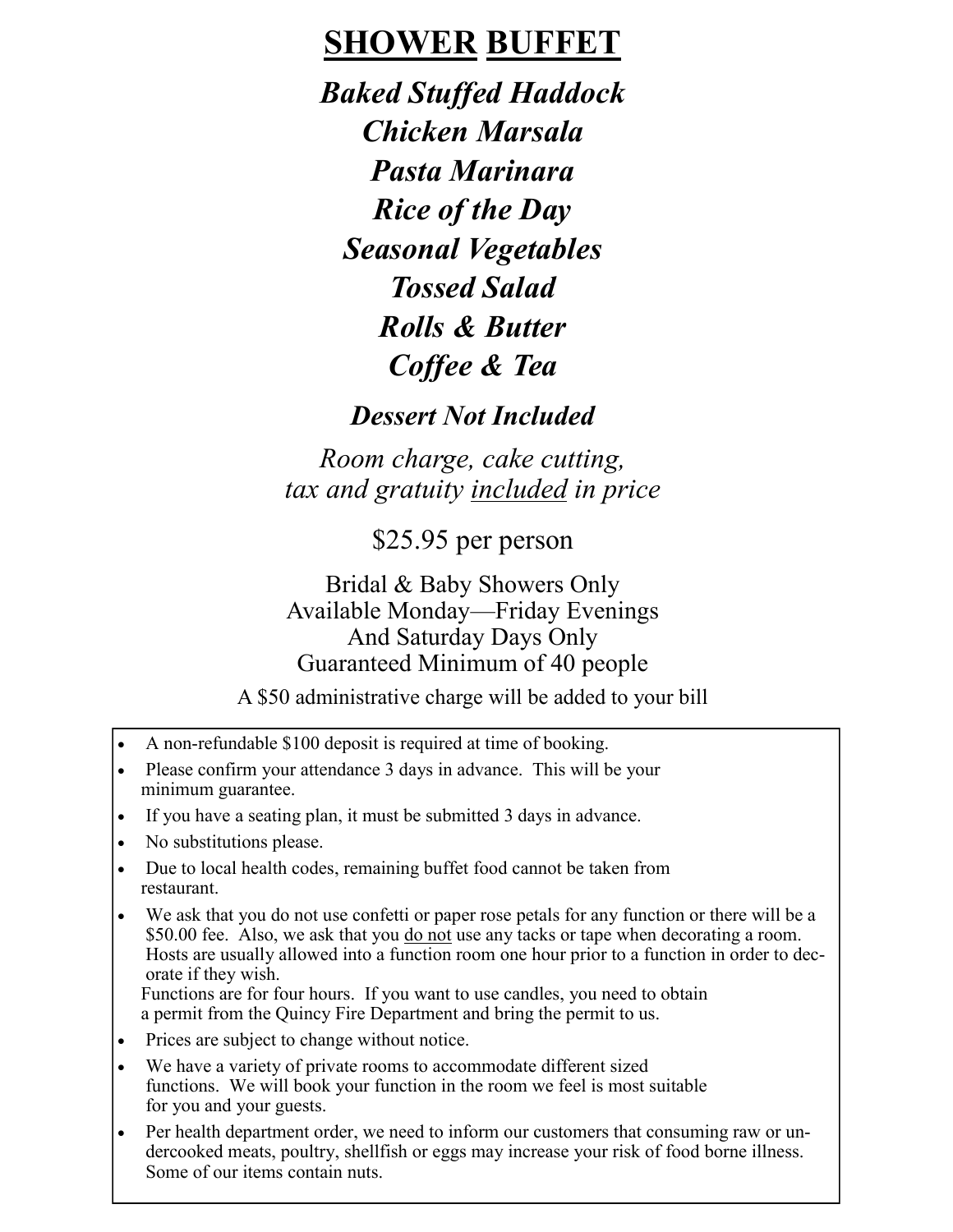# **SHOWER BUFFET**

***Baked Stuffed Haddock***

***Chicken Marsala***

***Pasta Marinara***

***Rice of the Day***

***Seasonal Vegetables***

***Tossed Salad***

***Rolls & Butter***

***Coffee & Tea***

***Dessert Not Included***

*Room charge, cake cutting, tax and gratuity included in price*

$25.95 per person

Bridal & Baby Showers Only
Available Monday—Friday Evenings
And Saturday Days Only
Guaranteed Minimum of 40 people

A $50 administrative charge will be added to your bill

- A non-refundable $100 deposit is required at time of booking.
- Please confirm your attendance 3 days in advance. This will be your minimum guarantee.
- If you have a seating plan, it must be submitted 3 days in advance.
- No substitutions please.
- Due to local health codes, remaining buffet food cannot be taken from restaurant.
- We ask that you do not use confetti or paper rose petals for any function or there will be a $50.00 fee. Also, we ask that you do not use any tacks or tape when decorating a room. Hosts are usually allowed into a function room one hour prior to a function in order to decorate if they wish.
  Functions are for four hours. If you want to use candles, you need to obtain a permit from the Quincy Fire Department and bring the permit to us.
- Prices are subject to change without notice.
- We have a variety of private rooms to accommodate different sized functions. We will book your function in the room we feel is most suitable for you and your guests.
- Per health department order, we need to inform our customers that consuming raw or undercooked meats, poultry, shellfish or eggs may increase your risk of food borne illness. Some of our items contain nuts.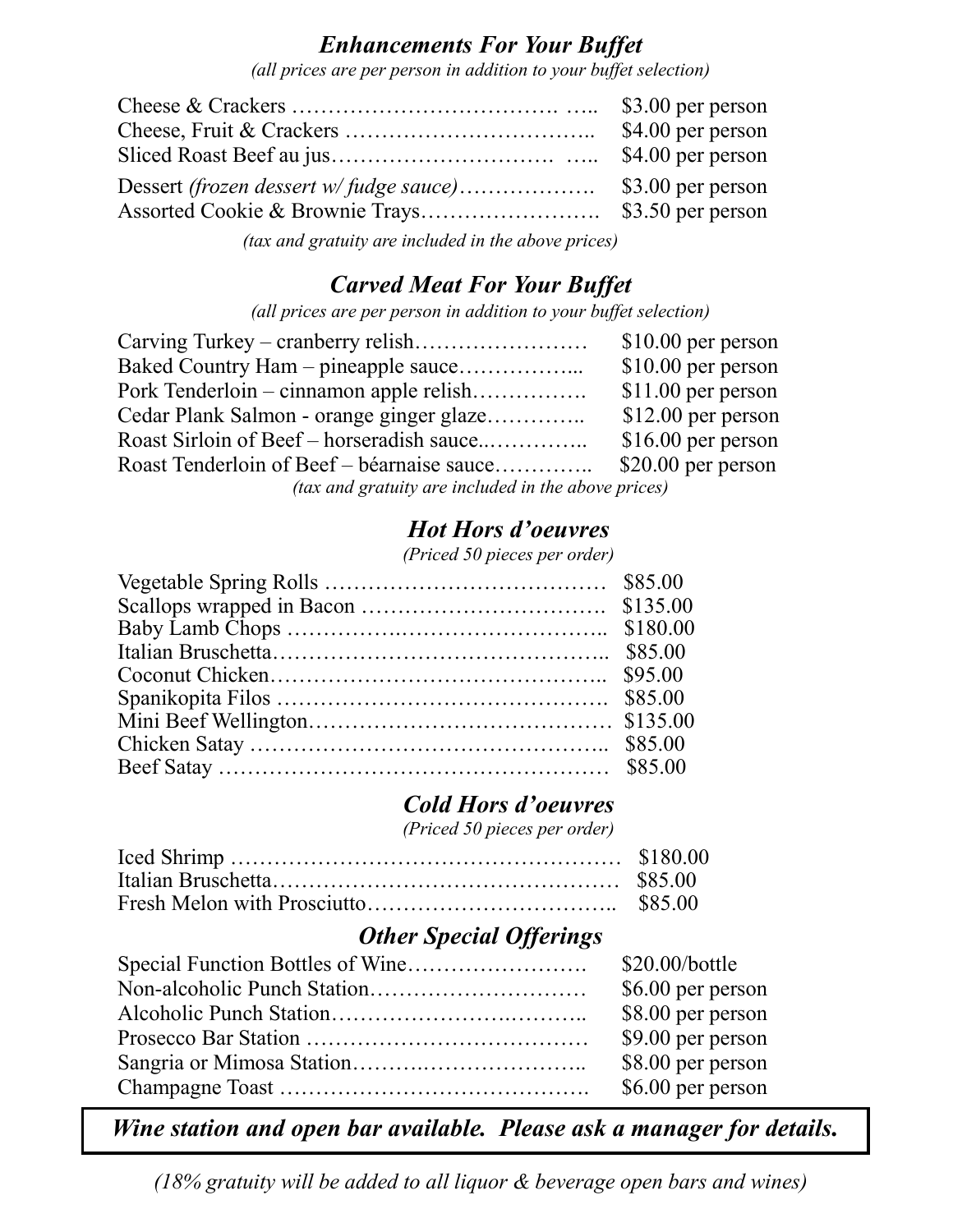## *Enhancements For Your Buffet*

*(all prices are per person in addition to your buffet selection)*

| Item | Price |
|---|---|
| Cheese & Crackers | $3.00 per person |
| Cheese, Fruit & Crackers | $4.00 per person |
| Sliced Roast Beef au jus | $4.00 per person |
| Dessert *(frozen dessert w/ fudge sauce)* | $3.00 per person |
| Assorted Cookie & Brownie Trays | $3.50 per person |

*(tax and gratuity are included in the above prices)*

## *Carved Meat For Your Buffet*

*(all prices are per person in addition to your buffet selection)*

| Item | Price |
|---|---|
| Carving Turkey – cranberry relish | $10.00 per person |
| Baked Country Ham – pineapple sauce | $10.00 per person |
| Pork Tenderloin – cinnamon apple relish | $11.00 per person |
| Cedar Plank Salmon - orange ginger glaze | $12.00 per person |
| Roast Sirloin of Beef – horseradish sauce | $16.00 per person |
| Roast Tenderloin of Beef – béarnaise sauce | $20.00 per person |

*(tax and gratuity are included in the above prices)*

## *Hot Hors d'oeuvres*

*(Priced 50 pieces per order)*

| Item | Price |
|---|---|
| Vegetable Spring Rolls | $85.00 |
| Scallops wrapped in Bacon | $135.00 |
| Baby Lamb Chops | $180.00 |
| Italian Bruschetta | $85.00 |
| Coconut Chicken | $95.00 |
| Spanikopita Filos | $85.00 |
| Mini Beef Wellington | $135.00 |
| Chicken Satay | $85.00 |
| Beef Satay | $85.00 |

## *Cold Hors d'oeuvres*

*(Priced 50 pieces per order)*

| Item | Price |
|---|---|
| Iced Shrimp | $180.00 |
| Italian Bruschetta | $85.00 |
| Fresh Melon with Prosciutto | $85.00 |

## *Other Special Offerings*

| Item | Price |
|---|---|
| Special Function Bottles of Wine | $20.00/bottle |
| Non-alcoholic Punch Station | $6.00 per person |
| Alcoholic Punch Station | $8.00 per person |
| Prosecco Bar Station | $9.00 per person |
| Sangria or Mimosa Station | $8.00 per person |
| Champagne Toast | $6.00 per person |

***Wine station and open bar available. Please ask a manager for details.***

*(18% gratuity will be added to all liquor & beverage open bars and wines)*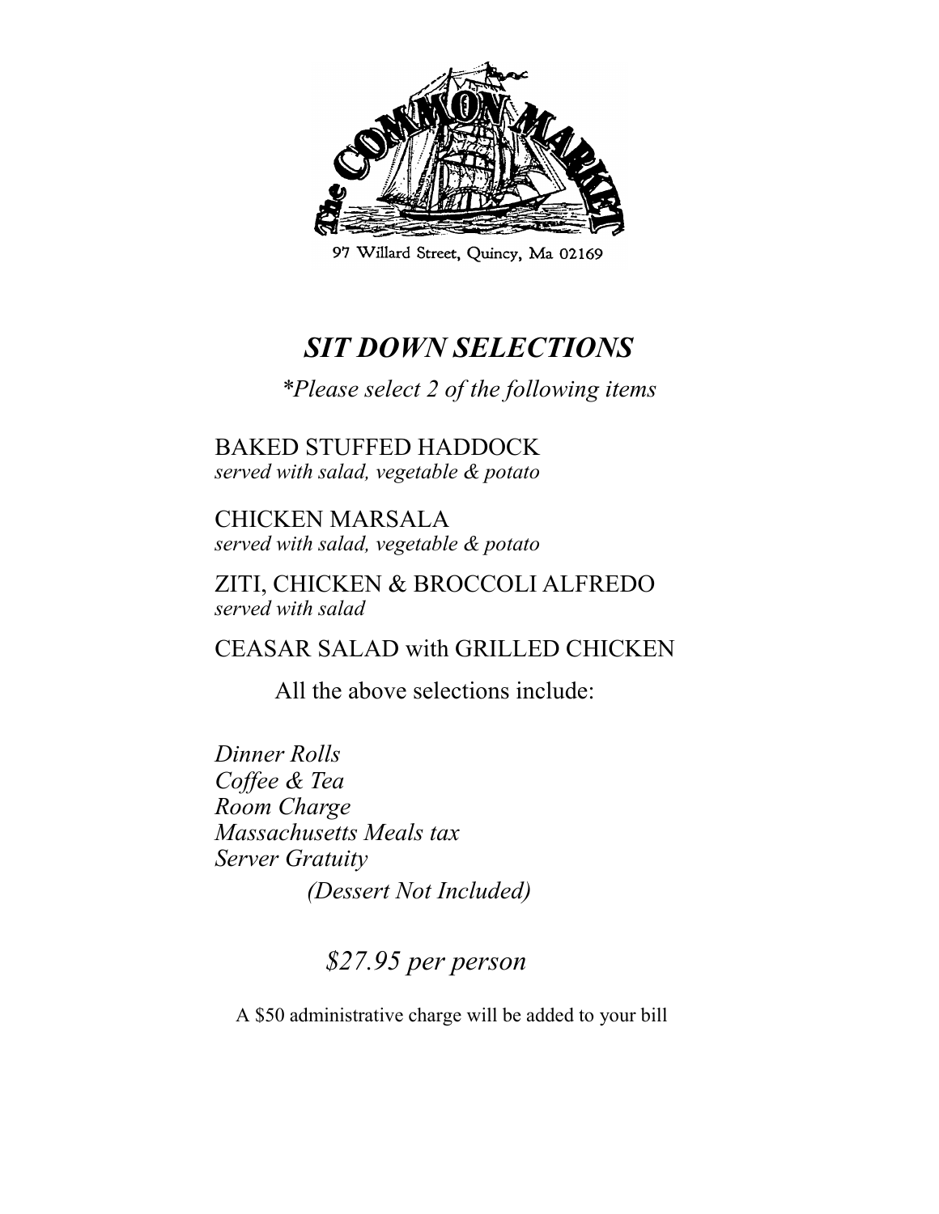The Common Market

97 Willard Street, Quincy, Ma 02169

# *SIT DOWN SELECTIONS*

*\*Please select 2 of the following items*

BAKED STUFFED HADDOCK
*served with salad, vegetable & potato*

CHICKEN MARSALA
*served with salad, vegetable & potato*

ZITI, CHICKEN & BROCCOLI ALFREDO
*served with salad*

CEASAR SALAD with GRILLED CHICKEN

All the above selections include:

*Dinner Rolls*
*Coffee & Tea*
*Room Charge*
*Massachusetts Meals tax*
*Server Gratuity*

*(Dessert Not Included)*

## *$27.95 per person*

A $50 administrative charge will be added to your bill